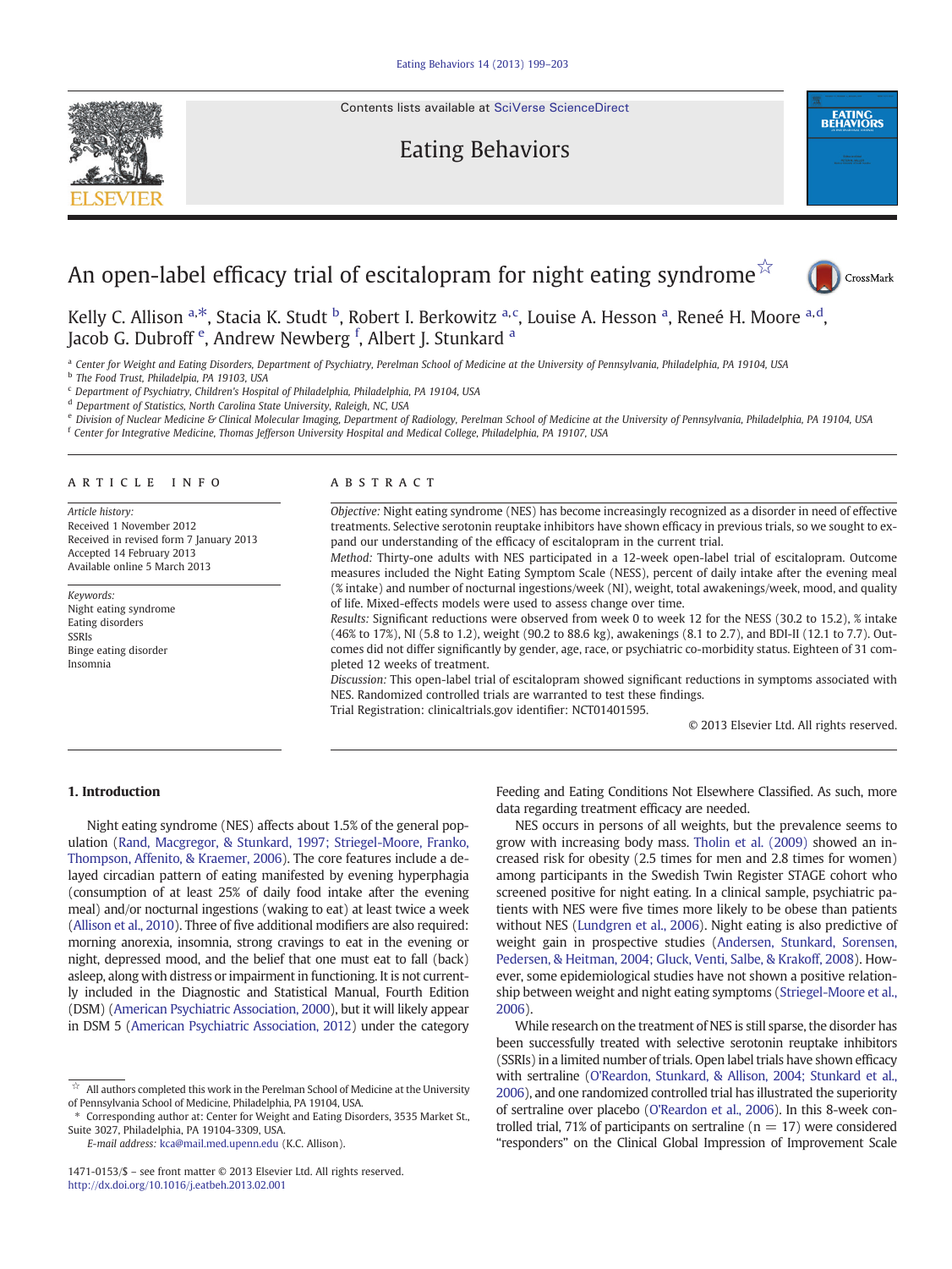# An open-label efficacy trial of escitalopram for night eating syndrome[☆]

Kelly C. Allison [a,*], Stacia K. Studt [b], Robert I. Berkowitz [a,c], Louise A. Hesson [a], Reneé H. Moore [a,d], Jacob G. Dubroff [e], Andrew Newberg [f], Albert J. Stunkard [a]

[a] Center for Weight and Eating Disorders, Department of Psychiatry, Perelman School of Medicine at the University of Pennsylvania, Philadelphia, PA 19104, USA
[b] The Food Trust, Philadelphia, PA 19103, USA
[c] Department of Psychiatry, Children's Hospital of Philadelphia, Philadelphia, PA 19104, USA
[d] Department of Statistics, North Carolina State University, Raleigh, NC, USA
[e] Division of Nuclear Medicine & Clinical Molecular Imaging, Department of Radiology, Perelman School of Medicine at the University of Pennsylvania, Philadelphia, PA 19104, USA
[f] Center for Integrative Medicine, Thomas Jefferson University Hospital and Medical College, Philadelphia, PA 19107, USA

## ARTICLE INFO

*Article history:*
Received 1 November 2012
Received in revised form 7 January 2013
Accepted 14 February 2013
Available online 5 March 2013

*Keywords:*
Night eating syndrome
Eating disorders
SSRIs
Binge eating disorder
Insomnia

## ABSTRACT

*Objective:* Night eating syndrome (NES) has become increasingly recognized as a disorder in need of effective treatments. Selective serotonin reuptake inhibitors have shown efficacy in previous trials, so we sought to expand our understanding of the efficacy of escitalopram in the current trial.

*Method:* Thirty-one adults with NES participated in a 12-week open-label trial of escitalopram. Outcome measures included the Night Eating Symptom Scale (NESS), percent of daily intake after the evening meal (% intake) and number of nocturnal ingestions/week (NI), weight, total awakenings/week, mood, and quality of life. Mixed-effects models were used to assess change over time.

*Results:* Significant reductions were observed from week 0 to week 12 for the NESS (30.2 to 15.2), % intake (46% to 17%), NI (5.8 to 1.2), weight (90.2 to 88.6 kg), awakenings (8.1 to 2.7), and BDI-II (12.1 to 7.7). Outcomes did not differ significantly by gender, age, race, or psychiatric co-morbidity status. Eighteen of 31 completed 12 weeks of treatment.

*Discussion:* This open-label trial of escitalopram showed significant reductions in symptoms associated with NES. Randomized controlled trials are warranted to test these findings.

Trial Registration: clinicaltrials.gov identifier: NCT01401595.

© 2013 Elsevier Ltd. All rights reserved.

## 1. Introduction

Night eating syndrome (NES) affects about 1.5% of the general population (Rand, Macgregor, & Stunkard, 1997; Striegel-Moore, Franko, Thompson, Affenito, & Kraemer, 2006). The core features include a delayed circadian pattern of eating manifested by evening hyperphagia (consumption of at least 25% of daily food intake after the evening meal) and/or nocturnal ingestions (waking to eat) at least twice a week (Allison et al., 2010). Three of five additional modifiers are also required: morning anorexia, insomnia, strong cravings to eat in the evening or night, depressed mood, and the belief that one must eat to fall (back) asleep, along with distress or impairment in functioning. It is not currently included in the Diagnostic and Statistical Manual, Fourth Edition (DSM) (American Psychiatric Association, 2000), but it will likely appear in DSM 5 (American Psychiatric Association, 2012) under the category Feeding and Eating Conditions Not Elsewhere Classified. As such, more data regarding treatment efficacy are needed.

NES occurs in persons of all weights, but the prevalence seems to grow with increasing body mass. Tholin et al. (2009) showed an increased risk for obesity (2.5 times for men and 2.8 times for women) among participants in the Swedish Twin Register STAGE cohort who screened positive for night eating. In a clinical sample, psychiatric patients with NES were five times more likely to be obese than patients without NES (Lundgren et al., 2006). Night eating is also predictive of weight gain in prospective studies (Andersen, Stunkard, Sorensen, Pedersen, & Heitman, 2004; Gluck, Venti, Salbe, & Krakoff, 2008). However, some epidemiological studies have not shown a positive relationship between weight and night eating symptoms (Striegel-Moore et al., 2006).

While research on the treatment of NES is still sparse, the disorder has been successfully treated with selective serotonin reuptake inhibitors (SSRIs) in a limited number of trials. Open label trials have shown efficacy with sertraline (O'Reardon, Stunkard, & Allison, 2004; Stunkard et al., 2006), and one randomized controlled trial has illustrated the superiority of sertraline over placebo (O'Reardon et al., 2006). In this 8-week controlled trial, 71% of participants on sertraline (n = 17) were considered "responders" on the Clinical Global Impression of Improvement Scale

[☆] All authors completed this work in the Perelman School of Medicine at the University of Pennsylvania School of Medicine, Philadelphia, PA 19104, USA.
[*] Corresponding author at: Center for Weight and Eating Disorders, 3535 Market St., Suite 3027, Philadelphia, PA 19104-3309, USA.
E-mail address: kca@mail.med.upenn.edu (K.C. Allison).

1471-0153/$ – see front matter © 2013 Elsevier Ltd. All rights reserved.
http://dx.doi.org/10.1016/j.eatbeh.2013.02.001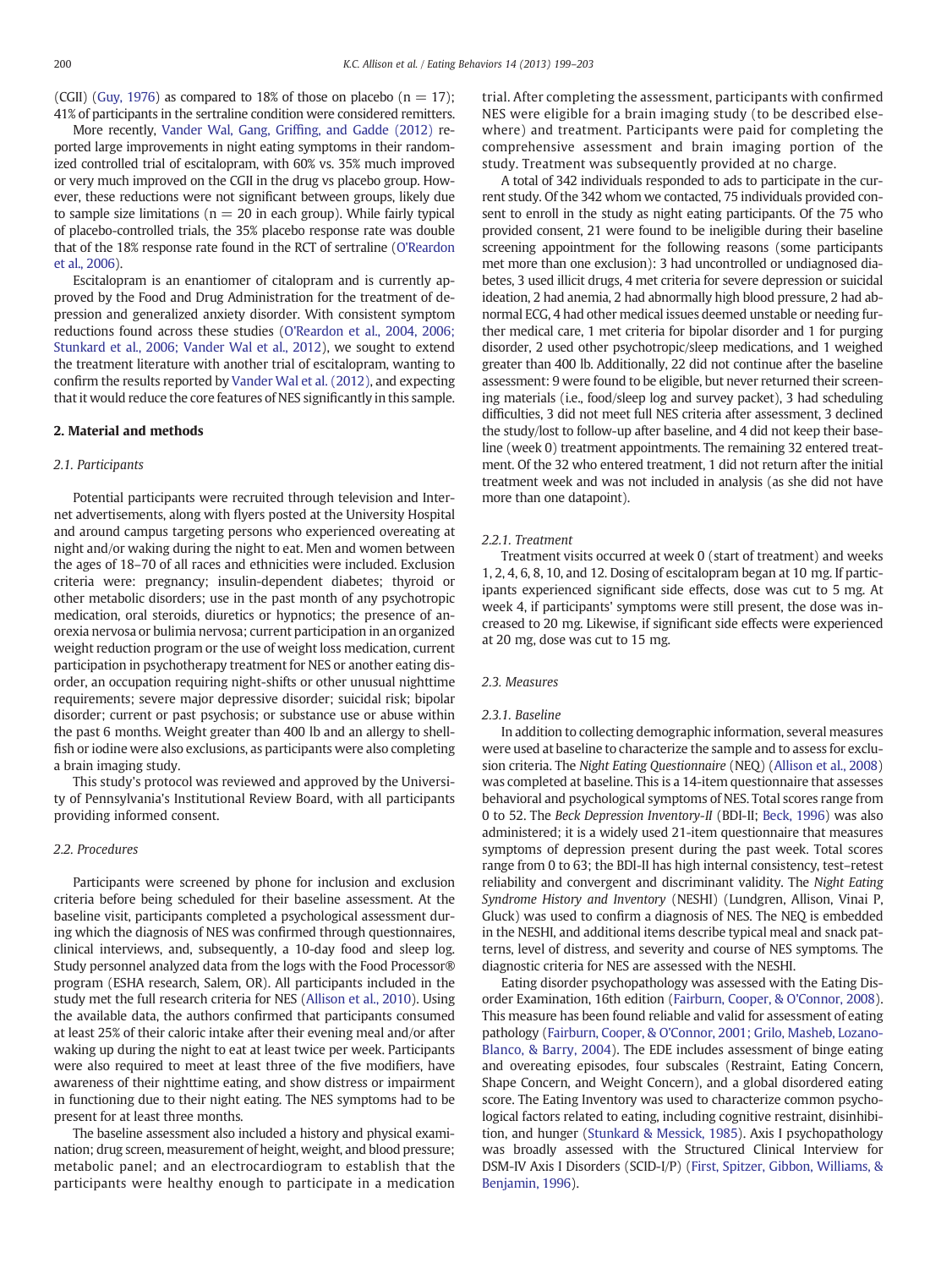(CGII) (Guy, 1976) as compared to 18% of those on placebo (n = 17); 41% of participants in the sertraline condition were considered remitters.

More recently, Vander Wal, Gang, Griffing, and Gadde (2012) reported large improvements in night eating symptoms in their randomized controlled trial of escitalopram, with 60% vs. 35% much improved or very much improved on the CGII in the drug vs placebo group. However, these reductions were not significant between groups, likely due to sample size limitations (n = 20 in each group). While fairly typical of placebo-controlled trials, the 35% placebo response rate was double that of the 18% response rate found in the RCT of sertraline (O'Reardon et al., 2006).

Escitalopram is an enantiomer of citalopram and is currently approved by the Food and Drug Administration for the treatment of depression and generalized anxiety disorder. With consistent symptom reductions found across these studies (O'Reardon et al., 2004, 2006; Stunkard et al., 2006; Vander Wal et al., 2012), we sought to extend the treatment literature with another trial of escitalopram, wanting to confirm the results reported by Vander Wal et al. (2012), and expecting that it would reduce the core features of NES significantly in this sample.

## 2. Material and methods

### 2.1. Participants

Potential participants were recruited through television and Internet advertisements, along with flyers posted at the University Hospital and around campus targeting persons who experienced overeating at night and/or waking during the night to eat. Men and women between the ages of 18–70 of all races and ethnicities were included. Exclusion criteria were: pregnancy; insulin-dependent diabetes; thyroid or other metabolic disorders; use in the past month of any psychotropic medication, oral steroids, diuretics or hypnotics; the presence of anorexia nervosa or bulimia nervosa; current participation in an organized weight reduction program or the use of weight loss medication, current participation in psychotherapy treatment for NES or another eating disorder, an occupation requiring night-shifts or other unusual nighttime requirements; severe major depressive disorder; suicidal risk; bipolar disorder; current or past psychosis; or substance use or abuse within the past 6 months. Weight greater than 400 lb and an allergy to shellfish or iodine were also exclusions, as participants were also completing a brain imaging study.

This study's protocol was reviewed and approved by the University of Pennsylvania's Institutional Review Board, with all participants providing informed consent.

### 2.2. Procedures

Participants were screened by phone for inclusion and exclusion criteria before being scheduled for their baseline assessment. At the baseline visit, participants completed a psychological assessment during which the diagnosis of NES was confirmed through questionnaires, clinical interviews, and, subsequently, a 10-day food and sleep log. Study personnel analyzed data from the logs with the Food Processor® program (ESHA research, Salem, OR). All participants included in the study met the full research criteria for NES (Allison et al., 2010). Using the available data, the authors confirmed that participants consumed at least 25% of their caloric intake after their evening meal and/or after waking up during the night to eat at least twice per week. Participants were also required to meet at least three of the five modifiers, have awareness of their nighttime eating, and show distress or impairment in functioning due to their night eating. The NES symptoms had to be present for at least three months.

The baseline assessment also included a history and physical examination; drug screen, measurement of height, weight, and blood pressure; metabolic panel; and an electrocardiogram to establish that the participants were healthy enough to participate in a medication trial. After completing the assessment, participants with confirmed NES were eligible for a brain imaging study (to be described elsewhere) and treatment. Participants were paid for completing the comprehensive assessment and brain imaging portion of the study. Treatment was subsequently provided at no charge.

A total of 342 individuals responded to ads to participate in the current study. Of the 342 whom we contacted, 75 individuals provided consent to enroll in the study as night eating participants. Of the 75 who provided consent, 21 were found to be ineligible during their baseline screening appointment for the following reasons (some participants met more than one exclusion): 3 had uncontrolled or undiagnosed diabetes, 3 used illicit drugs, 4 met criteria for severe depression or suicidal ideation, 2 had anemia, 2 had abnormally high blood pressure, 2 had abnormal ECG, 4 had other medical issues deemed unstable or needing further medical care, 1 met criteria for bipolar disorder and 1 for purging disorder, 2 used other psychotropic/sleep medications, and 1 weighed greater than 400 lb. Additionally, 22 did not continue after the baseline assessment: 9 were found to be eligible, but never returned their screening materials (i.e., food/sleep log and survey packet), 3 had scheduling difficulties, 3 did not meet full NES criteria after assessment, 3 declined the study/lost to follow-up after baseline, and 4 did not keep their baseline (week 0) treatment appointments. The remaining 32 entered treatment. Of the 32 who entered treatment, 1 did not return after the initial treatment week and was not included in analysis (as she did not have more than one datapoint).

#### 2.2.1. Treatment

Treatment visits occurred at week 0 (start of treatment) and weeks 1, 2, 4, 6, 8, 10, and 12. Dosing of escitalopram began at 10 mg. If participants experienced significant side effects, dose was cut to 5 mg. At week 4, if participants' symptoms were still present, the dose was increased to 20 mg. Likewise, if significant side effects were experienced at 20 mg, dose was cut to 15 mg.

### 2.3. Measures

#### 2.3.1. Baseline

In addition to collecting demographic information, several measures were used at baseline to characterize the sample and to assess for exclusion criteria. The *Night Eating Questionnaire* (NEQ) (Allison et al., 2008) was completed at baseline. This is a 14-item questionnaire that assesses behavioral and psychological symptoms of NES. Total scores range from 0 to 52. The *Beck Depression Inventory-II* (BDI-II; Beck, 1996) was also administered; it is a widely used 21-item questionnaire that measures symptoms of depression present during the past week. Total scores range from 0 to 63; the BDI-II has high internal consistency, test–retest reliability and convergent and discriminant validity. The *Night Eating Syndrome History and Inventory* (NESHI) (Lundgren, Allison, Vinai P, Gluck) was used to confirm a diagnosis of NES. The NEQ is embedded in the NESHI, and additional items describe typical meal and snack patterns, level of distress, and severity and course of NES symptoms. The diagnostic criteria for NES are assessed with the NESHI.

Eating disorder psychopathology was assessed with the Eating Disorder Examination, 16th edition (Fairburn, Cooper, & O'Connor, 2008). This measure has been found reliable and valid for assessment of eating pathology (Fairburn, Cooper, & O'Connor, 2001; Grilo, Masheb, Lozano-Blanco, & Barry, 2004). The EDE includes assessment of binge eating and overeating episodes, four subscales (Restraint, Eating Concern, Shape Concern, and Weight Concern), and a global disordered eating score. The Eating Inventory was used to characterize common psychological factors related to eating, including cognitive restraint, disinhibition, and hunger (Stunkard & Messick, 1985). Axis I psychopathology was broadly assessed with the Structured Clinical Interview for DSM-IV Axis I Disorders (SCID-I/P) (First, Spitzer, Gibbon, Williams, & Benjamin, 1996).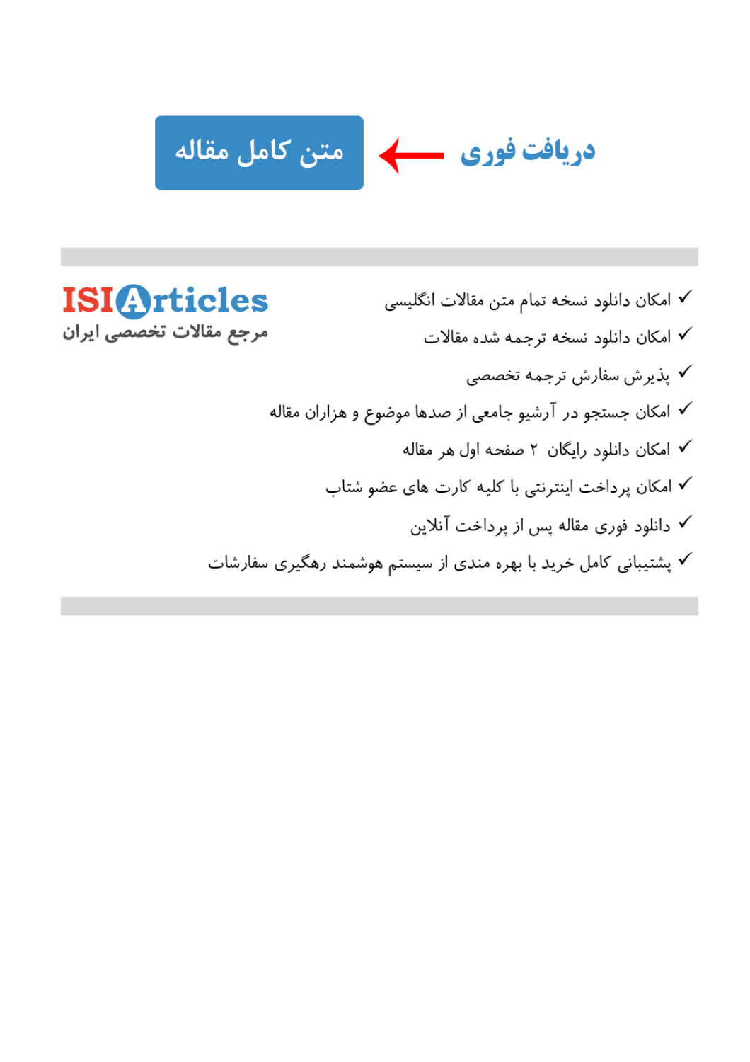دریافت فوری ← متن کامل مقاله

**ISIArticles**
مرجع مقالات تخصصی ایران

- ✓ امکان دانلود نسخه تمام متن مقالات انگلیسی
- ✓ امکان دانلود نسخه ترجمه شده مقالات
- ✓ پذیرش سفارش ترجمه تخصصی
- ✓ امکان جستجو در آرشیو جامعی از صدها موضوع و هزاران مقاله
- ✓ امکان دانلود رایگان ۲ صفحه اول هر مقاله
- ✓ امکان پرداخت اینترنتی با کلیه کارت های عضو شتاب
- ✓ دانلود فوری مقاله پس از پرداخت آنلاین
- ✓ پشتیبانی کامل خرید با بهره مندی از سیستم هوشمند رهگیری سفارشات